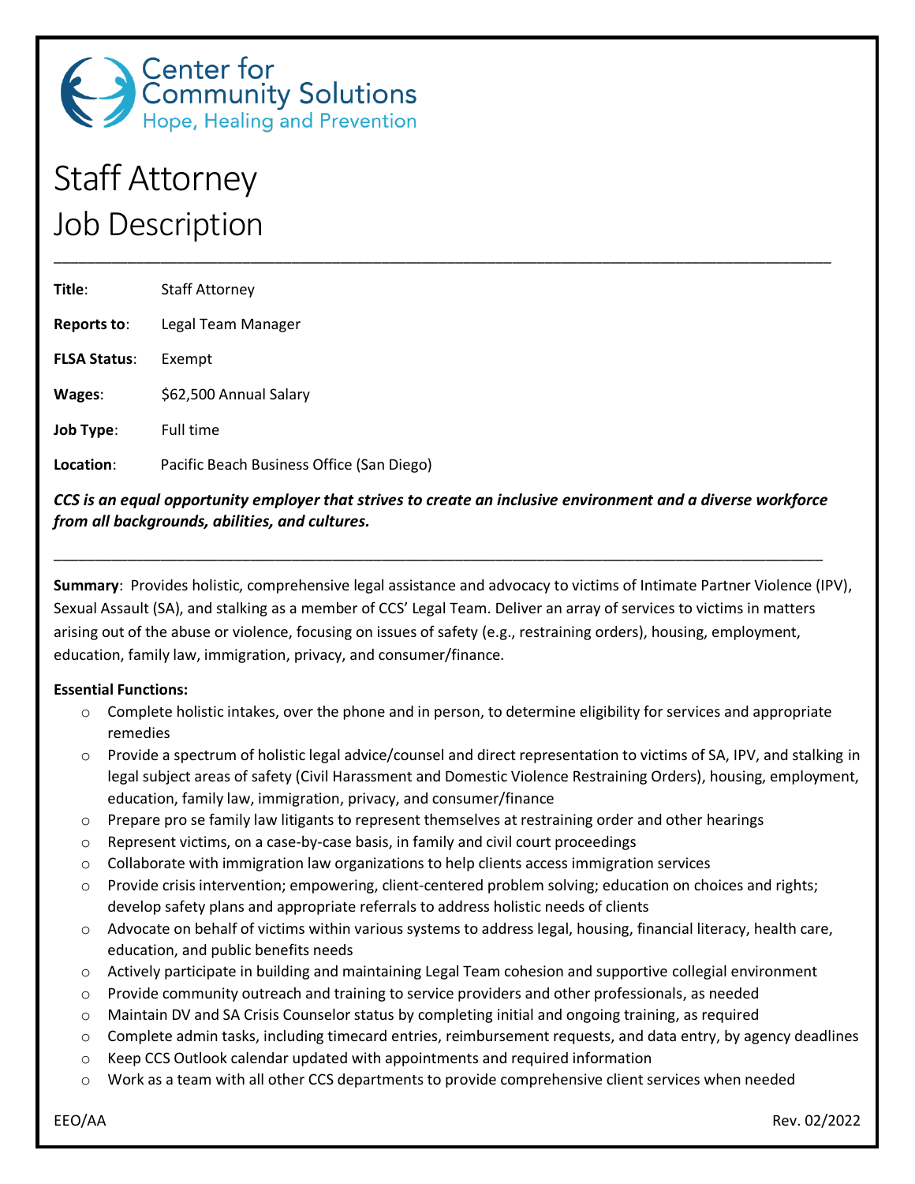Center for Community Solutions
Hope, Healing and Prevention

# Staff Attorney
# Job Description

---

**Title**: Staff Attorney

**Reports to**: Legal Team Manager

**FLSA Status**: Exempt

**Wages**: $62,500 Annual Salary

**Job Type**: Full time

**Location**: Pacific Beach Business Office (San Diego)

***CCS is an equal opportunity employer that strives to create an inclusive environment and a diverse workforce from all backgrounds, abilities, and cultures.***

---

**Summary**: Provides holistic, comprehensive legal assistance and advocacy to victims of Intimate Partner Violence (IPV), Sexual Assault (SA), and stalking as a member of CCS' Legal Team. Deliver an array of services to victims in matters arising out of the abuse or violence, focusing on issues of safety (e.g., restraining orders), housing, employment, education, family law, immigration, privacy, and consumer/finance.

**Essential Functions:**

- Complete holistic intakes, over the phone and in person, to determine eligibility for services and appropriate remedies
- Provide a spectrum of holistic legal advice/counsel and direct representation to victims of SA, IPV, and stalking in legal subject areas of safety (Civil Harassment and Domestic Violence Restraining Orders), housing, employment, education, family law, immigration, privacy, and consumer/finance
- Prepare pro se family law litigants to represent themselves at restraining order and other hearings
- Represent victims, on a case-by-case basis, in family and civil court proceedings
- Collaborate with immigration law organizations to help clients access immigration services
- Provide crisis intervention; empowering, client-centered problem solving; education on choices and rights; develop safety plans and appropriate referrals to address holistic needs of clients
- Advocate on behalf of victims within various systems to address legal, housing, financial literacy, health care, education, and public benefits needs
- Actively participate in building and maintaining Legal Team cohesion and supportive collegial environment
- Provide community outreach and training to service providers and other professionals, as needed
- Maintain DV and SA Crisis Counselor status by completing initial and ongoing training, as required
- Complete admin tasks, including timecard entries, reimbursement requests, and data entry, by agency deadlines
- Keep CCS Outlook calendar updated with appointments and required information
- Work as a team with all other CCS departments to provide comprehensive client services when needed

EEO/AA

Rev. 02/2022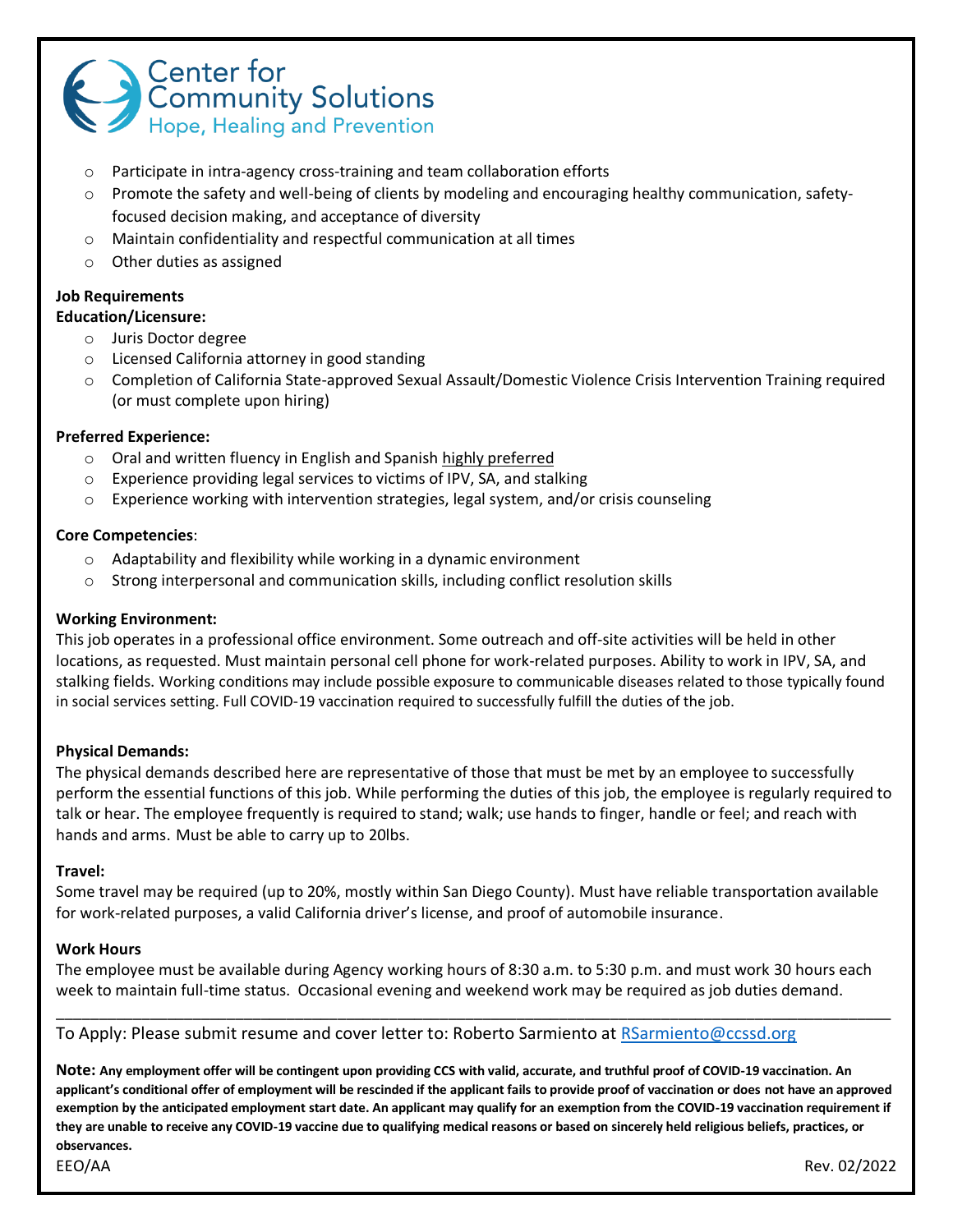Center for Community Solutions
Hope, Healing and Prevention

- Participate in intra-agency cross-training and team collaboration efforts
- Promote the safety and well-being of clients by modeling and encouraging healthy communication, safety-focused decision making, and acceptance of diversity
- Maintain confidentiality and respectful communication at all times
- Other duties as assigned

**Job Requirements**

**Education/Licensure:**

- Juris Doctor degree
- Licensed California attorney in good standing
- Completion of California State-approved Sexual Assault/Domestic Violence Crisis Intervention Training required (or must complete upon hiring)

**Preferred Experience:**

- Oral and written fluency in English and Spanish <u>highly preferred</u>
- Experience providing legal services to victims of IPV, SA, and stalking
- Experience working with intervention strategies, legal system, and/or crisis counseling

**Core Competencies**:

- Adaptability and flexibility while working in a dynamic environment
- Strong interpersonal and communication skills, including conflict resolution skills

**Working Environment:**

This job operates in a professional office environment. Some outreach and off-site activities will be held in other locations, as requested. Must maintain personal cell phone for work-related purposes. Ability to work in IPV, SA, and stalking fields. Working conditions may include possible exposure to communicable diseases related to those typically found in social services setting. Full COVID-19 vaccination required to successfully fulfill the duties of the job.

**Physical Demands:**

The physical demands described here are representative of those that must be met by an employee to successfully perform the essential functions of this job. While performing the duties of this job, the employee is regularly required to talk or hear. The employee frequently is required to stand; walk; use hands to finger, handle or feel; and reach with hands and arms. Must be able to carry up to 20lbs.

**Travel:**

Some travel may be required (up to 20%, mostly within San Diego County). Must have reliable transportation available for work-related purposes, a valid California driver's license, and proof of automobile insurance.

**Work Hours**

The employee must be available during Agency working hours of 8:30 a.m. to 5:30 p.m. and must work 30 hours each week to maintain full-time status. Occasional evening and weekend work may be required as job duties demand.

---

To Apply: Please submit resume and cover letter to: Roberto Sarmiento at [RSarmiento@ccssd.org](mailto:RSarmiento@ccssd.org)

**Note: Any employment offer will be contingent upon providing CCS with valid, accurate, and truthful proof of COVID-19 vaccination. An applicant's conditional offer of employment will be rescinded if the applicant fails to provide proof of vaccination or does not have an approved exemption by the anticipated employment start date. An applicant may qualify for an exemption from the COVID-19 vaccination requirement if they are unable to receive any COVID-19 vaccine due to qualifying medical reasons or based on sincerely held religious beliefs, practices, or observances.**

EEO/AA

Rev. 02/2022